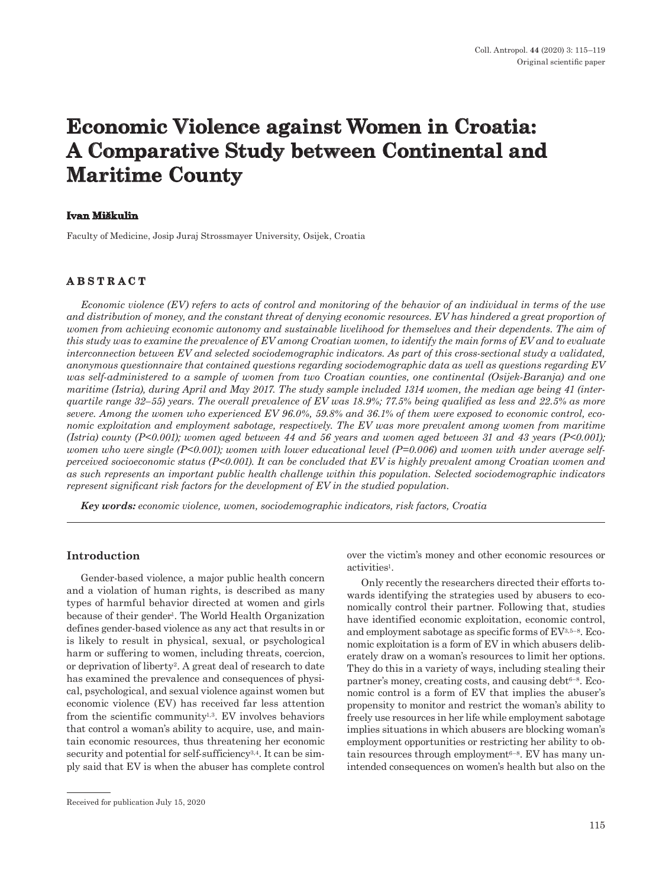# Economic Violence against Women in Croatia: A Comparative Study between Continental and Maritime County

**Ivan Miškulin**

Faculty of Medicine, Josip Juraj Strossmayer University, Osijek, Croatia

## ABSTRACT

*Economic violence (EV) refers to acts of control and monitoring of the behavior of an individual in terms of the use and distribution of money, and the constant threat of denying economic resources. EV has hindered a great proportion of women from achieving economic autonomy and sustainable livelihood for themselves and their dependents. The aim of this study was to examine the prevalence of EV among Croatian women, to identify the main forms of EV and to evaluate interconnection between EV and selected sociodemographic indicators. As part of this cross-sectional study a validated, anonymous questionnaire that contained questions regarding sociodemographic data as well as questions regarding EV was self-administered to a sample of women from two Croatian counties, one continental (Osijek-Baranja) and one maritime (Istria), during April and May 2017. The study sample included 1314 women, the median age being 41 (inter-quartile range 32–55) years. The overall prevalence of EV was 18.9%; 77.5% being qualified as less and 22.5% as more severe. Among the women who experienced EV 96.0%, 59.8% and 36.1% of them were exposed to economic control, economic exploitation and employment sabotage, respectively. The EV was more prevalent among women from maritime (Istria) county (P<0.001); women aged between 44 and 56 years and women aged between 31 and 43 years (P<0.001); women who were single (P<0.001); women with lower educational level (P=0.006) and women with under average self-perceived socioeconomic status (P<0.001). It can be concluded that EV is highly prevalent among Croatian women and as such represents an important public health challenge within this population. Selected sociodemographic indicators represent significant risk factors for the development of EV in the studied population.*

***Key words:*** *economic violence, women, sociodemographic indicators, risk factors, Croatia*

## Introduction

Gender-based violence, a major public health concern and a violation of human rights, is described as many types of harmful behavior directed at women and girls because of their gender[1]. The World Health Organization defines gender-based violence as any act that results in or is likely to result in physical, sexual, or psychological harm or suffering to women, including threats, coercion, or deprivation of liberty[2]. A great deal of research to date has examined the prevalence and consequences of physical, psychological, and sexual violence against women but economic violence (EV) has received far less attention from the scientific community[1,3]. EV involves behaviors that control a woman's ability to acquire, use, and maintain economic resources, thus threatening her economic security and potential for self-sufficiency[3,4]. It can be simply said that EV is when the abuser has complete control over the victim's money and other economic resources or activities[1].

Only recently the researchers directed their efforts towards identifying the strategies used by abusers to economically control their partner. Following that, studies have identified economic exploitation, economic control, and employment sabotage as specific forms of EV[3,5–8]. Economic exploitation is a form of EV in which abusers deliberately draw on a woman's resources to limit her options. They do this in a variety of ways, including stealing their partner's money, creating costs, and causing debt[6–8]. Economic control is a form of EV that implies the abuser's propensity to monitor and restrict the woman's ability to freely use resources in her life while employment sabotage implies situations in which abusers are blocking woman's employment opportunities or restricting her ability to obtain resources through employment[6–8]. EV has many unintended consequences on women's health but also on the

Received for publication July 15, 2020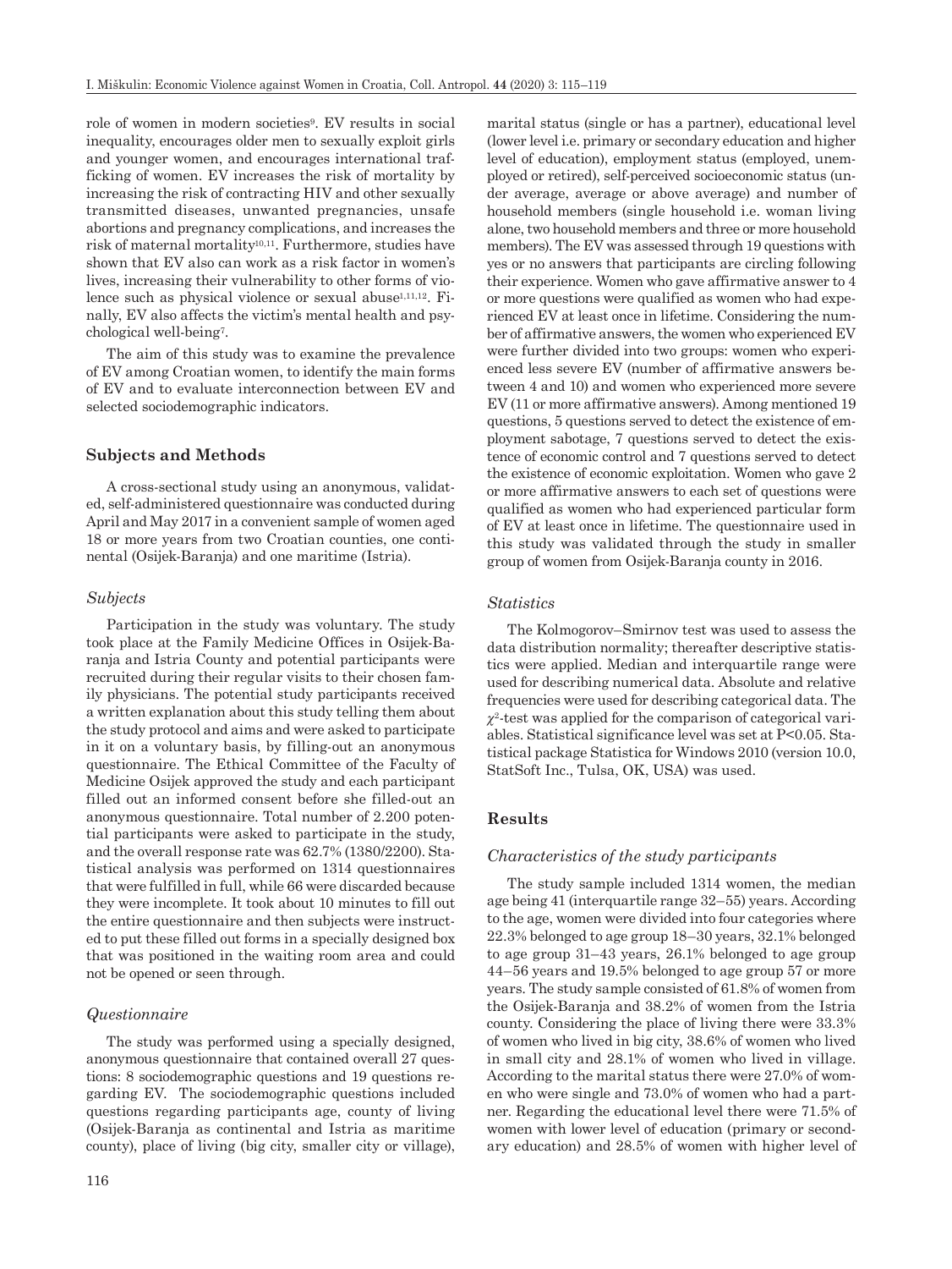role of women in modern societies[9]. EV results in social inequality, encourages older men to sexually exploit girls and younger women, and encourages international trafficking of women. EV increases the risk of mortality by increasing the risk of contracting HIV and other sexually transmitted diseases, unwanted pregnancies, unsafe abortions and pregnancy complications, and increases the risk of maternal mortality[10,11]. Furthermore, studies have shown that EV also can work as a risk factor in women's lives, increasing their vulnerability to other forms of violence such as physical violence or sexual abuse[1,11,12]. Finally, EV also affects the victim's mental health and psychological well-being[7].

The aim of this study was to examine the prevalence of EV among Croatian women, to identify the main forms of EV and to evaluate interconnection between EV and selected sociodemographic indicators.

## Subjects and Methods

A cross-sectional study using an anonymous, validated, self-administered questionnaire was conducted during April and May 2017 in a convenient sample of women aged 18 or more years from two Croatian counties, one continental (Osijek-Baranja) and one maritime (Istria).

### *Subjects*

Participation in the study was voluntary. The study took place at the Family Medicine Offices in Osijek-Baranja and Istria County and potential participants were recruited during their regular visits to their chosen family physicians. The potential study participants received a written explanation about this study telling them about the study protocol and aims and were asked to participate in it on a voluntary basis, by filling-out an anonymous questionnaire. The Ethical Committee of the Faculty of Medicine Osijek approved the study and each participant filled out an informed consent before she filled-out an anonymous questionnaire. Total number of 2.200 potential participants were asked to participate in the study, and the overall response rate was 62.7% (1380/2200). Statistical analysis was performed on 1314 questionnaires that were fulfilled in full, while 66 were discarded because they were incomplete. It took about 10 minutes to fill out the entire questionnaire and then subjects were instructed to put these filled out forms in a specially designed box that was positioned in the waiting room area and could not be opened or seen through.

### *Questionnaire*

The study was performed using a specially designed, anonymous questionnaire that contained overall 27 questions: 8 sociodemographic questions and 19 questions regarding EV. The sociodemographic questions included questions regarding participants age, county of living (Osijek-Baranja as continental and Istria as maritime county), place of living (big city, smaller city or village), marital status (single or has a partner), educational level (lower level i.e. primary or secondary education and higher level of education), employment status (employed, unemployed or retired), self-perceived socioeconomic status (under average, average or above average) and number of household members (single household i.e. woman living alone, two household members and three or more household members). The EV was assessed through 19 questions with yes or no answers that participants are circling following their experience. Women who gave affirmative answer to 4 or more questions were qualified as women who had experienced EV at least once in lifetime. Considering the number of affirmative answers, the women who experienced EV were further divided into two groups: women who experienced less severe EV (number of affirmative answers between 4 and 10) and women who experienced more severe EV (11 or more affirmative answers). Among mentioned 19 questions, 5 questions served to detect the existence of employment sabotage, 7 questions served to detect the existence of economic control and 7 questions served to detect the existence of economic exploitation. Women who gave 2 or more affirmative answers to each set of questions were qualified as women who had experienced particular form of EV at least once in lifetime. The questionnaire used in this study was validated through the study in smaller group of women from Osijek-Baranja county in 2016.

### *Statistics*

The Kolmogorov–Smirnov test was used to assess the data distribution normality; thereafter descriptive statistics were applied. Median and interquartile range were used for describing numerical data. Absolute and relative frequencies were used for describing categorical data. The $\chi^2$-test was applied for the comparison of categorical variables. Statistical significance level was set at $P<0.05$. Statistical package Statistica for Windows 2010 (version 10.0, StatSoft Inc., Tulsa, OK, USA) was used.

## Results

### *Characteristics of the study participants*

The study sample included 1314 women, the median age being 41 (interquartile range 32–55) years. According to the age, women were divided into four categories where 22.3% belonged to age group 18–30 years, 32.1% belonged to age group 31–43 years, 26.1% belonged to age group 44–56 years and 19.5% belonged to age group 57 or more years. The study sample consisted of 61.8% of women from the Osijek-Baranja and 38.2% of women from the Istria county. Considering the place of living there were 33.3% of women who lived in big city, 38.6% of women who lived in small city and 28.1% of women who lived in village. According to the marital status there were 27.0% of women who were single and 73.0% of women who had a partner. Regarding the educational level there were 71.5% of women with lower level of education (primary or secondary education) and 28.5% of women with higher level of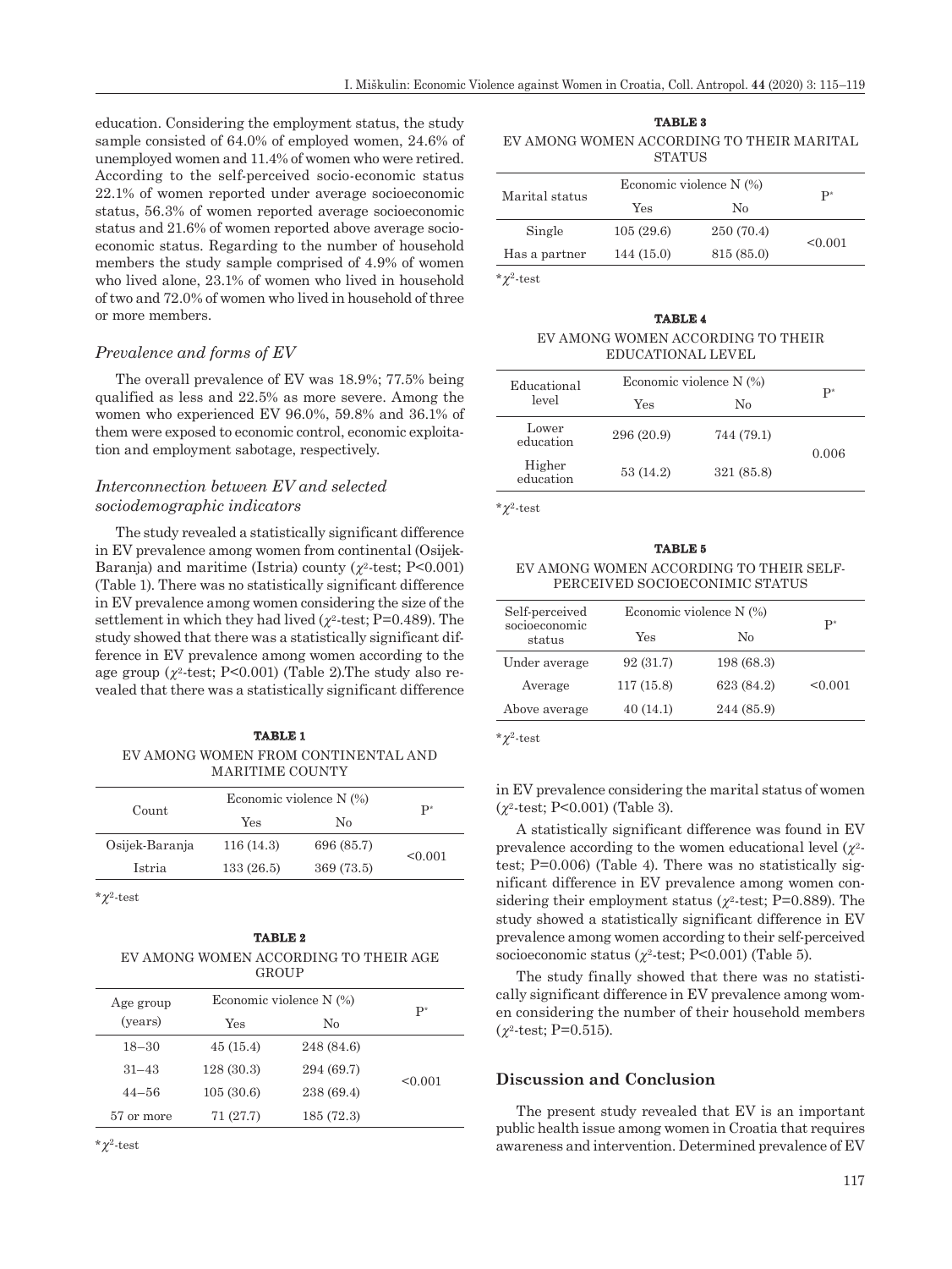education. Considering the employment status, the study sample consisted of 64.0% of employed women, 24.6% of unemployed women and 11.4% of women who were retired. According to the self-perceived socio-economic status 22.1% of women reported under average socioeconomic status, 56.3% of women reported average socioeconomic status and 21.6% of women reported above average socioeconomic status. Regarding to the number of household members the study sample comprised of 4.9% of women who lived alone, 23.1% of women who lived in household of two and 72.0% of women who lived in household of three or more members.

### *Prevalence and forms of EV*

The overall prevalence of EV was 18.9%; 77.5% being qualified as less and 22.5% as more severe. Among the women who experienced EV 96.0%, 59.8% and 36.1% of them were exposed to economic control, economic exploitation and employment sabotage, respectively.

### *Interconnection between EV and selected sociodemographic indicators*

The study revealed a statistically significant difference in EV prevalence among women from continental (Osijek-Baranja) and maritime (Istria) county ($\chi^2$-test; P<0.001) (Table 1). There was no statistically significant difference in EV prevalence among women considering the size of the settlement in which they had lived ($\chi^2$-test; P=0.489). The study showed that there was a statistically significant difference in EV prevalence among women according to the age group ($\chi^2$-test; P<0.001) (Table 2).The study also revealed that there was a statistically significant difference in EV prevalence considering the marital status of women ($\chi^2$-test; P<0.001) (Table 3).

A statistically significant difference was found in EV prevalence according to the women educational level ($\chi^2$-test; P=0.006) (Table 4). There was no statistically significant difference in EV prevalence among women considering their employment status ($\chi^2$-test; P=0.889). The study showed a statistically significant difference in EV prevalence among women according to their self-perceived socioeconomic status ($\chi^2$-test; P<0.001) (Table 5).

The study finally showed that there was no statistically significant difference in EV prevalence among women considering the number of their household members ($\chi^2$-test; P=0.515).

**TABLE 1**
EV AMONG WOMEN FROM CONTINENTAL AND MARITIME COUNTY

| Count | Economic violence N (%) | | P* |
|---|---|---|---|
| | Yes | No | |
| Osijek-Baranja | 116 (14.3) | 696 (85.7) | <0.001 |
| Istria | 133 (26.5) | 369 (73.5) | |

*$\chi^2$-test

**TABLE 2**
EV AMONG WOMEN ACCORDING TO THEIR AGE GROUP

| Age group (years) | Economic violence N (%) | | P* |
|---|---|---|---|
| | Yes | No | |
| 18–30 | 45 (15.4) | 248 (84.6) | <0.001 |
| 31–43 | 128 (30.3) | 294 (69.7) | |
| 44–56 | 105 (30.6) | 238 (69.4) | |
| 57 or more | 71 (27.7) | 185 (72.3) | |

*$\chi^2$-test

**TABLE 3**
EV AMONG WOMEN ACCORDING TO THEIR MARITAL STATUS

| Marital status | Economic violence N (%) | | P* |
|---|---|---|---|
| | Yes | No | |
| Single | 105 (29.6) | 250 (70.4) | <0.001 |
| Has a partner | 144 (15.0) | 815 (85.0) | |

*$\chi^2$-test

**TABLE 4**
EV AMONG WOMEN ACCORDING TO THEIR EDUCATIONAL LEVEL

| Educational level | Economic violence N (%) | | P* |
|---|---|---|---|
| | Yes | No | |
| Lower education | 296 (20.9) | 744 (79.1) | 0.006 |
| Higher education | 53 (14.2) | 321 (85.8) | |

*$\chi^2$-test

**TABLE 5**
EV AMONG WOMEN ACCORDING TO THEIR SELF-PERCEIVED SOCIOECONIMIC STATUS

| Self-perceived socioeconomic status | Economic violence N (%) | | P* |
|---|---|---|---|
| | Yes | No | |
| Under average | 92 (31.7) | 198 (68.3) | <0.001 |
| Average | 117 (15.8) | 623 (84.2) | |
| Above average | 40 (14.1) | 244 (85.9) | |

*$\chi^2$-test

## Discussion and Conclusion

The present study revealed that EV is an important public health issue among women in Croatia that requires awareness and intervention. Determined prevalence of EV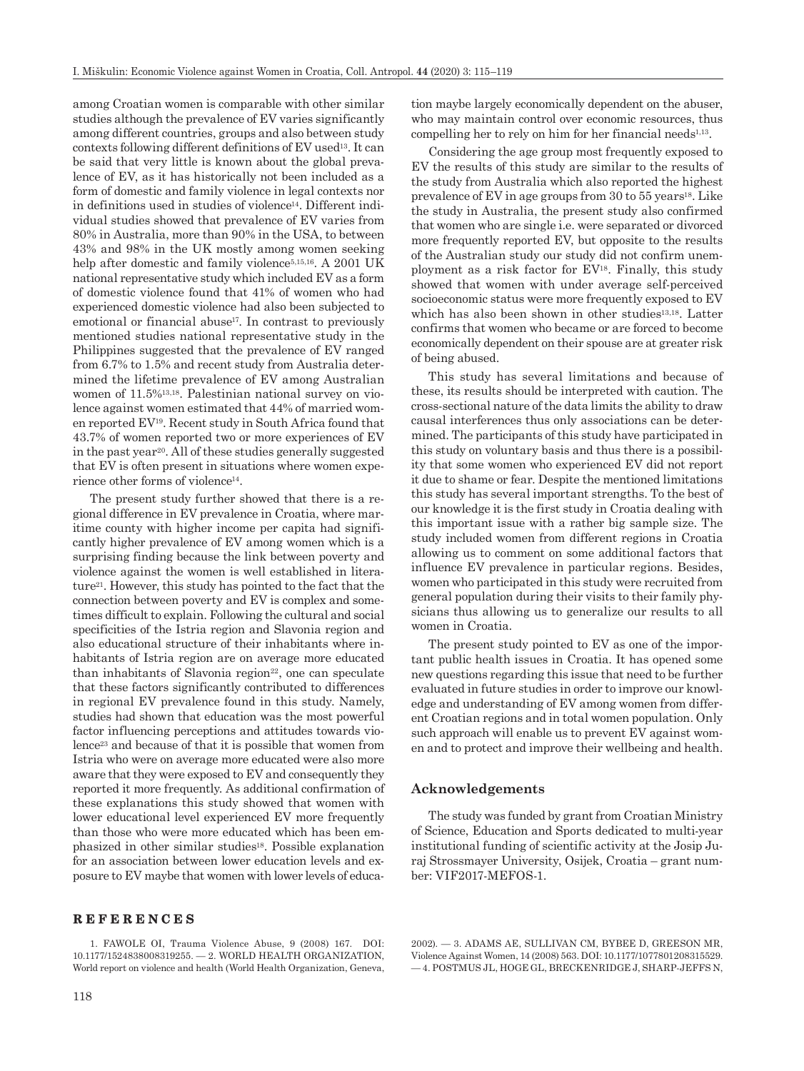among Croatian women is comparable with other similar studies although the prevalence of EV varies significantly among different countries, groups and also between study contexts following different definitions of EV used[13]. It can be said that very little is known about the global prevalence of EV, as it has historically not been included as a form of domestic and family violence in legal contexts nor in definitions used in studies of violence[14]. Different individual studies showed that prevalence of EV varies from 80% in Australia, more than 90% in the USA, to between 43% and 98% in the UK mostly among women seeking help after domestic and family violence[5,15,16]. A 2001 UK national representative study which included EV as a form of domestic violence found that 41% of women who had experienced domestic violence had also been subjected to emotional or financial abuse[17]. In contrast to previously mentioned studies national representative study in the Philippines suggested that the prevalence of EV ranged from 6.7% to 1.5% and recent study from Australia determined the lifetime prevalence of EV among Australian women of 11.5%[13,18]. Palestinian national survey on violence against women estimated that 44% of married women reported EV[19]. Recent study in South Africa found that 43.7% of women reported two or more experiences of EV in the past year[20]. All of these studies generally suggested that EV is often present in situations where women experience other forms of violence[14].

The present study further showed that there is a regional difference in EV prevalence in Croatia, where maritime county with higher income per capita had significantly higher prevalence of EV among women which is a surprising finding because the link between poverty and violence against the women is well established in literature[21]. However, this study has pointed to the fact that the connection between poverty and EV is complex and sometimes difficult to explain. Following the cultural and social specificities of the Istria region and Slavonia region and also educational structure of their inhabitants where inhabitants of Istria region are on average more educated than inhabitants of Slavonia region[22], one can speculate that these factors significantly contributed to differences in regional EV prevalence found in this study. Namely, studies had shown that education was the most powerful factor influencing perceptions and attitudes towards violence[23] and because of that it is possible that women from Istria who were on average more educated were also more aware that they were exposed to EV and consequently they reported it more frequently. As additional confirmation of these explanations this study showed that women with lower educational level experienced EV more frequently than those who were more educated which has been emphasized in other similar studies[18]. Possible explanation for an association between lower education levels and exposure to EV maybe that women with lower levels of education maybe largely economically dependent on the abuser, who may maintain control over economic resources, thus compelling her to rely on him for her financial needs[1,13].

Considering the age group most frequently exposed to EV the results of this study are similar to the results of the study from Australia which also reported the highest prevalence of EV in age groups from 30 to 55 years[18]. Like the study in Australia, the present study also confirmed that women who are single i.e. were separated or divorced more frequently reported EV, but opposite to the results of the Australian study our study did not confirm unemployment as a risk factor for EV[18]. Finally, this study showed that women with under average self-perceived socioeconomic status were more frequently exposed to EV which has also been shown in other studies[13,18]. Latter confirms that women who became or are forced to become economically dependent on their spouse are at greater risk of being abused.

This study has several limitations and because of these, its results should be interpreted with caution. The cross-sectional nature of the data limits the ability to draw causal interferences thus only associations can be determined. The participants of this study have participated in this study on voluntary basis and thus there is a possibility that some women who experienced EV did not report it due to shame or fear. Despite the mentioned limitations this study has several important strengths. To the best of our knowledge it is the first study in Croatia dealing with this important issue with a rather big sample size. The study included women from different regions in Croatia allowing us to comment on some additional factors that influence EV prevalence in particular regions. Besides, women who participated in this study were recruited from general population during their visits to their family physicians thus allowing us to generalize our results to all women in Croatia.

The present study pointed to EV as one of the important public health issues in Croatia. It has opened some new questions regarding this issue that need to be further evaluated in future studies in order to improve our knowledge and understanding of EV among women from different Croatian regions and in total women population. Only such approach will enable us to prevent EV against women and to protect and improve their wellbeing and health.

## Acknowledgements

The study was funded by grant from Croatian Ministry of Science, Education and Sports dedicated to multi-year institutional funding of scientific activity at the Josip Juraj Strossmayer University, Osijek, Croatia – grant number: VIF2017-MEFOS-1.

## REFERENCES

1. FAWOLE OI, Trauma Violence Abuse, 9 (2008) 167. DOI: 10.1177/1524838008319255. — 2. WORLD HEALTH ORGANIZATION, World report on violence and health (World Health Organization, Geneva, 2002). — 3. ADAMS AE, SULLIVAN CM, BYBEE D, GREESON MR, Violence Against Women, 14 (2008) 563. DOI: 10.1177/1077801208315529. — 4. POSTMUS JL, HOGE GL, BRECKENRIDGE J, SHARP-JEFFS N,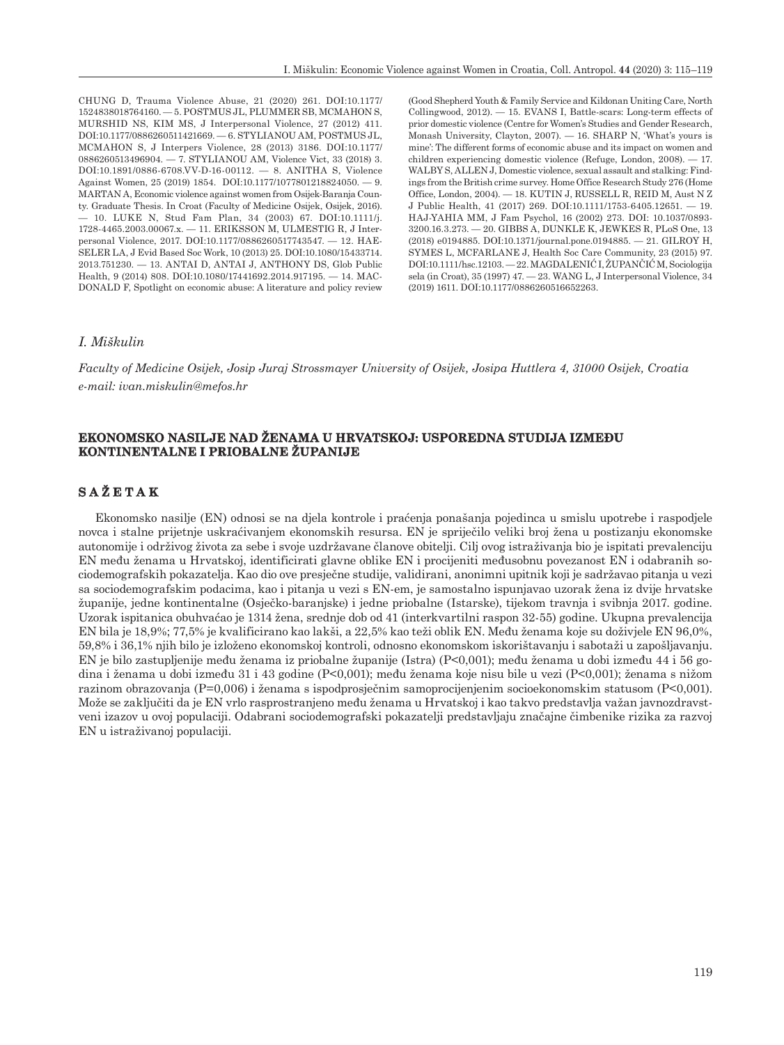CHUNG D, Trauma Violence Abuse, 21 (2020) 261. DOI:10.1177/1524838018764160. — 5. POSTMUS JL, PLUMMER SB, MCMAHON S, MURSHID NS, KIM MS, J Interpersonal Violence, 27 (2012) 411. DOI:10.1177/0886260511421669. — 6. STYLIANOU AM, POSTMUS JL, MCMAHON S, J Interpers Violence, 28 (2013) 3186. DOI:10.1177/0886260513496904. — 7. STYLIANOU AM, Violence Vict, 33 (2018) 3. DOI:10.1891/0886-6708.VV-D-16-00112. — 8. ANITHA S, Violence Against Women, 25 (2019) 1854. DOI:10.1177/1077801218824050. — 9. MARTAN A, Economic violence against women from Osijek-Baranja County. Graduate Thesis. In Croat (Faculty of Medicine Osijek, Osijek, 2016). — 10. LUKE N, Stud Fam Plan, 34 (2003) 67. DOI:10.1111/j.1728-4465.2003.00067.x. — 11. ERIKSSON M, ULMESTIG R, J Interpersonal Violence, 2017. DOI:10.1177/0886260517743547. — 12. HAESELER LA, J Evid Based Soc Work, 10 (2013) 25. DOI:10.1080/15433714.2013.751230. — 13. ANTAI D, ANTAI J, ANTHONY DS, Glob Public Health, 9 (2014) 808. DOI:10.1080/17441692.2014.917195. — 14. MACDONALD F, Spotlight on economic abuse: A literature and policy review (Good Shepherd Youth & Family Service and Kildonan Uniting Care, North Collingwood, 2012). — 15. EVANS I, Battle-scars: Long-term effects of prior domestic violence (Centre for Women's Studies and Gender Research, Monash University, Clayton, 2007). — 16. SHARP N, 'What's yours is mine': The different forms of economic abuse and its impact on women and children experiencing domestic violence (Refuge, London, 2008). — 17. WALBY S, ALLEN J, Domestic violence, sexual assault and stalking: Findings from the British crime survey. Home Office Research Study 276 (Home Office, London, 2004). — 18. KUTIN J, RUSSELL R, REID M, Aust N Z J Public Health, 41 (2017) 269. DOI:10.1111/1753-6405.12651. — 19. HAJ-YAHIA MM, J Fam Psychol, 16 (2002) 273. DOI: 10.1037/0893-3200.16.3.273. — 20. GIBBS A, DUNKLE K, JEWKES R, PLoS One, 13 (2018) e0194885. DOI:10.1371/journal.pone.0194885. — 21. GILROY H, SYMES L, MCFARLANE J, Health Soc Care Community, 23 (2015) 97. DOI:10.1111/hsc.12103. — 22. MAGDALENIĆ I, ŽUPANČIĆ M, Sociologija sela (in Croat), 35 (1997) 47. — 23. WANG L, J Interpersonal Violence, 34 (2019) 1611. DOI:10.1177/0886260516652263.

*I. Miškulin*

*Faculty of Medicine Osijek, Josip Juraj Strossmayer University of Osijek, Josipa Huttlera 4, 31000 Osijek, Croatia*
*e-mail: ivan.miskulin@mefos.hr*

## EKONOMSKO NASILJE NAD ŽENAMA U HRVATSKOJ: USPOREDNA STUDIJA IZMEĐU KONTINENTALNE I PRIOBALNE ŽUPANIJE

## SAŽETAK

Ekonomsko nasilje (EN) odnosi se na djela kontrole i praćenja ponašanja pojedinca u smislu upotrebe i raspodjele novca i stalne prijetnje uskraćivanjem ekonomskih resursa. EN je spriječilo veliki broj žena u postizanju ekonomske autonomije i održivog života za sebe i svoje uzdržavane članove obitelji. Cilj ovog istraživanja bio je ispitati prevalenciju EN među ženama u Hrvatskoj, identificirati glavne oblike EN i procijeniti međusobnu povezanost EN i odabranih sociodemografskih pokazatelja. Kao dio ove presječne studije, validirani, anonimni upitnik koji je sadržavao pitanja u vezi sa sociodemografskim podacima, kao i pitanja u vezi s EN-em, je samostalno ispunjavao uzorak žena iz dvije hrvatske županije, jedne kontinentalne (Osječko-baranjske) i jedne priobalne (Istarske), tijekom travnja i svibnja 2017. godine. Uzorak ispitanica obuhvaćao je 1314 žena, srednje dob od 41 (interkvartilni raspon 32-55) godine. Ukupna prevalencija EN bila je 18,9%; 77,5% je kvalificirano kao lakši, a 22,5% kao teži oblik EN. Među ženama koje su doživjele EN 96,0%, 59,8% i 36,1% njih bilo je izloženo ekonomskoj kontroli, odnosno ekonomskom iskorištavanju i sabotaži u zapošljavanju. EN je bilo zastupljenije među ženama iz priobalne županije (Istra) ($P<0{,}001$); među ženama u dobi između 44 i 56 godina i ženama u dobi između 31 i 43 godine ($P<0{,}001$); među ženama koje nisu bile u vezi ($P<0{,}001$); ženama s nižom razinom obrazovanja ($P=0{,}006$) i ženama s ispodprosječnim samoprocijenjenim socioekonomskim statusom ($P<0{,}001$). Može se zaključiti da je EN vrlo rasprostranjeno među ženama u Hrvatskoj i kao takvo predstavlja važan javnozdravstveni izazov u ovoj populaciji. Odabrani sociodemografski pokazatelji predstavljaju značajne čimbenike rizika za razvoj EN u istraživanoj populaciji.